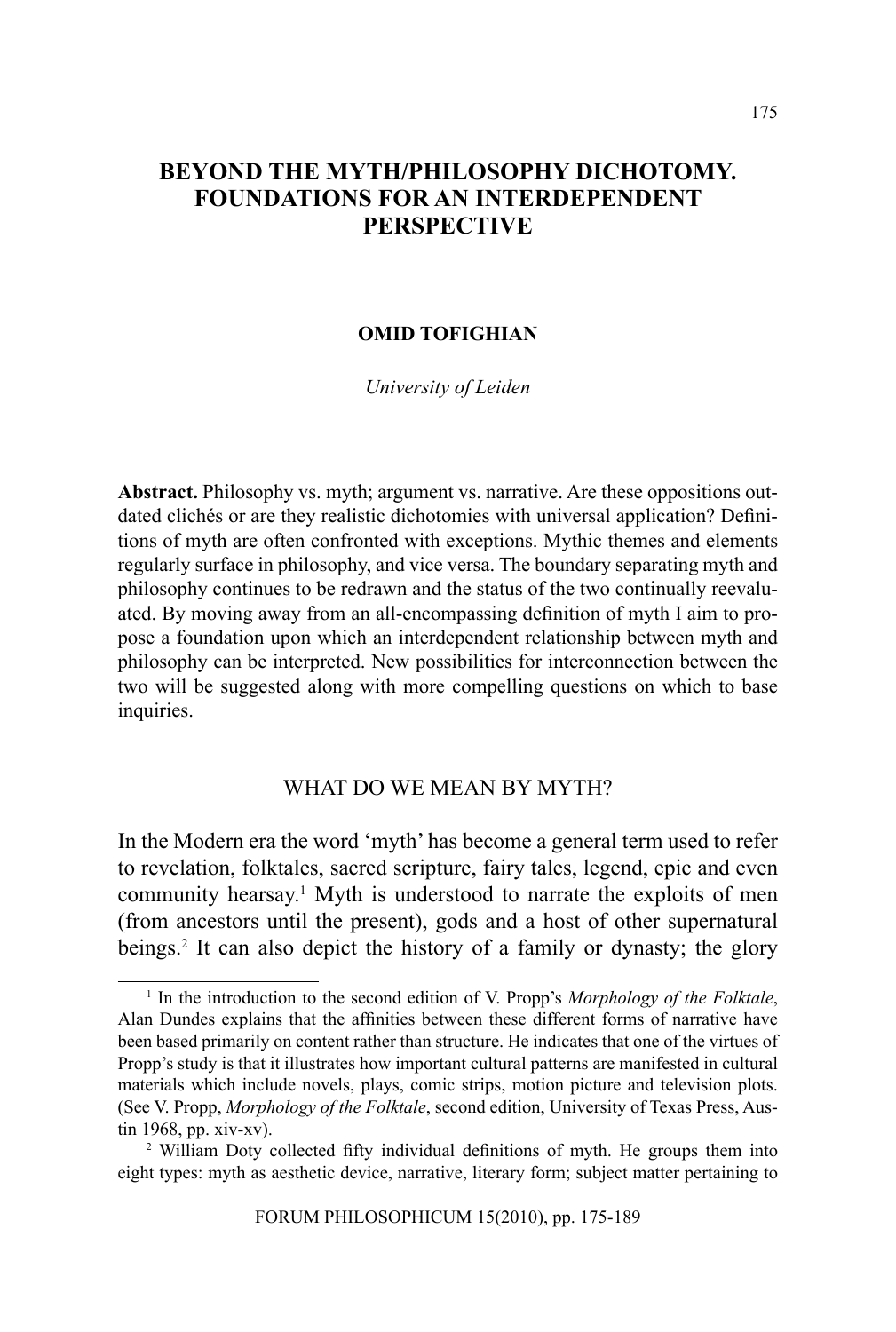# BEYOND THE MYTH/PHILOSOPHY DICHOTOMY. FOUNDATIONS FOR AN INTERDEPENDENT PERSPECTIVE

**OMID TOFIGHIAN**

*University of Leiden*

**Abstract.** Philosophy vs. myth; argument vs. narrative. Are these oppositions outdated clichés or are they realistic dichotomies with universal application? Definitions of myth are often confronted with exceptions. Mythic themes and elements regularly surface in philosophy, and vice versa. The boundary separating myth and philosophy continues to be redrawn and the status of the two continually reevaluated. By moving away from an all-encompassing definition of myth I aim to propose a foundation upon which an interdependent relationship between myth and philosophy can be interpreted. New possibilities for interconnection between the two will be suggested along with more compelling questions on which to base inquiries.

## WHAT DO WE MEAN BY MYTH?

In the Modern era the word 'myth' has become a general term used to refer to revelation, folktales, sacred scripture, fairy tales, legend, epic and even community hearsay.[1] Myth is understood to narrate the exploits of men (from ancestors until the present), gods and a host of other supernatural beings.[2] It can also depict the history of a family or dynasty; the glory

---

[1] In the introduction to the second edition of V. Propp's *Morphology of the Folktale*, Alan Dundes explains that the affinities between these different forms of narrative have been based primarily on content rather than structure. He indicates that one of the virtues of Propp's study is that it illustrates how important cultural patterns are manifested in cultural materials which include novels, plays, comic strips, motion picture and television plots. (See V. Propp, *Morphology of the Folktale*, second edition, University of Texas Press, Austin 1968, pp. xiv-xv).

[2] William Doty collected fifty individual definitions of myth. He groups them into eight types: myth as aesthetic device, narrative, literary form; subject matter pertaining to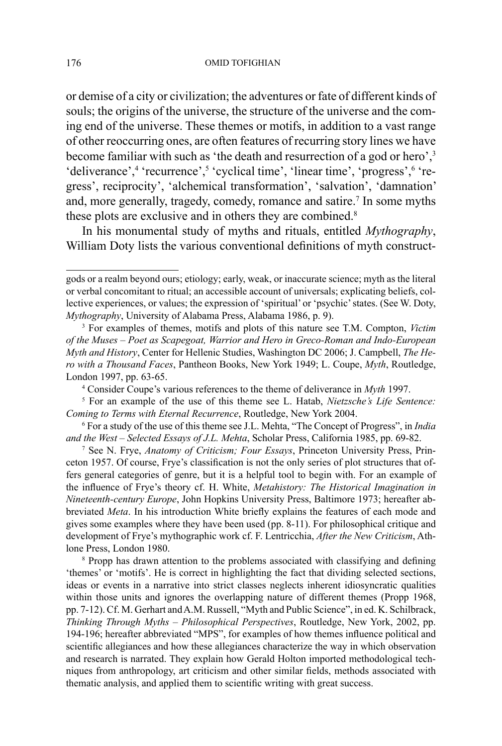or demise of a city or civilization; the adventures or fate of different kinds of souls; the origins of the universe, the structure of the universe and the coming end of the universe. These themes or motifs, in addition to a vast range of other reoccurring ones, are often features of recurring story lines we have become familiar with such as 'the death and resurrection of a god or hero',[3] 'deliverance',[4] 'recurrence',[5] 'cyclical time', 'linear time', 'progress',[6] 'regress', reciprocity', 'alchemical transformation', 'salvation', 'damnation' and, more generally, tragedy, comedy, romance and satire.[7] In some myths these plots are exclusive and in others they are combined.[8]

In his monumental study of myths and rituals, entitled *Mythography*, William Doty lists the various conventional definitions of myth construct-

---

gods or a realm beyond ours; etiology; early, weak, or inaccurate science; myth as the literal or verbal concomitant to ritual; an accessible account of universals; explicating beliefs, collective experiences, or values; the expression of 'spiritual' or 'psychic' states. (See W. Doty, *Mythography*, University of Alabama Press, Alabama 1986, p. 9).

[3] For examples of themes, motifs and plots of this nature see T.M. Compton, *Victim of the Muses – Poet as Scapegoat, Warrior and Hero in Greco-Roman and Indo-European Myth and History*, Center for Hellenic Studies, Washington DC 2006; J. Campbell, *The Hero with a Thousand Faces*, Pantheon Books, New York 1949; L. Coupe, *Myth*, Routledge, London 1997, pp. 63-65.

[4] Consider Coupe's various references to the theme of deliverance in *Myth* 1997.

[5] For an example of the use of this theme see L. Hatab, *Nietzsche's Life Sentence: Coming to Terms with Eternal Recurrence*, Routledge, New York 2004.

[6] For a study of the use of this theme see J.L. Mehta, "The Concept of Progress", in *India and the West – Selected Essays of J.L. Mehta*, Scholar Press, California 1985, pp. 69-82.

[7] See N. Frye, *Anatomy of Criticism; Four Essays*, Princeton University Press, Princeton 1957. Of course, Frye's classification is not the only series of plot structures that offers general categories of genre, but it is a helpful tool to begin with. For an example of the influence of Frye's theory cf. H. White, *Metahistory: The Historical Imagination in Nineteenth-century Europe*, John Hopkins University Press, Baltimore 1973; hereafter abbreviated *Meta*. In his introduction White briefly explains the features of each mode and gives some examples where they have been used (pp. 8-11). For philosophical critique and development of Frye's mythographic work cf. F. Lentricchia, *After the New Criticism*, Athlone Press, London 1980.

[8] Propp has drawn attention to the problems associated with classifying and defining 'themes' or 'motifs'. He is correct in highlighting the fact that dividing selected sections, ideas or events in a narrative into strict classes neglects inherent idiosyncratic qualities within those units and ignores the overlapping nature of different themes (Propp 1968, pp. 7-12). Cf. M. Gerhart and A.M. Russell, "Myth and Public Science", in ed. K. Schilbrack, *Thinking Through Myths – Philosophical Perspectives*, Routledge, New York, 2002, pp. 194-196; hereafter abbreviated "MPS", for examples of how themes influence political and scientific allegiances and how these allegiances characterize the way in which observation and research is narrated. They explain how Gerald Holton imported methodological techniques from anthropology, art criticism and other similar fields, methods associated with thematic analysis, and applied them to scientific writing with great success.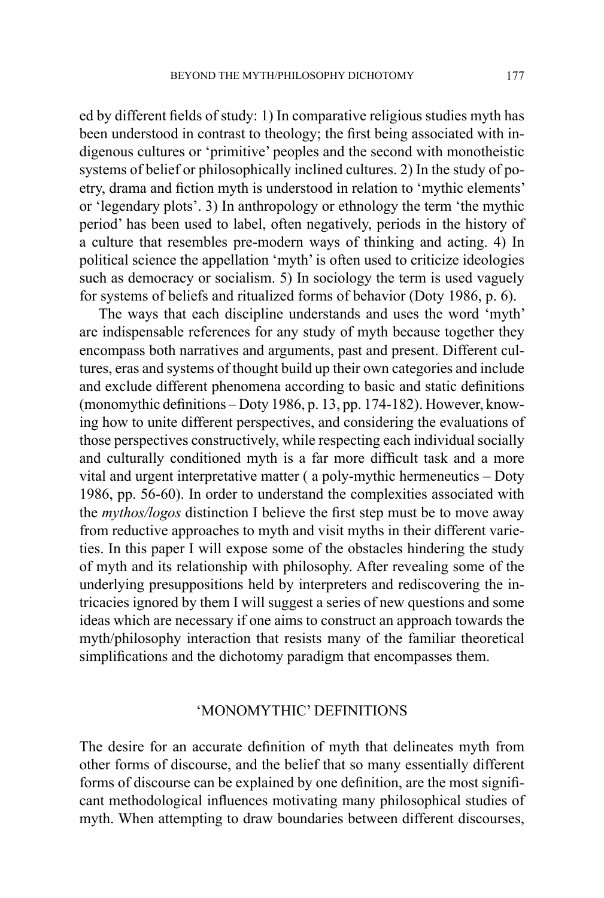ed by different fields of study: 1) In comparative religious studies myth has been understood in contrast to theology; the first being associated with indigenous cultures or 'primitive' peoples and the second with monotheistic systems of belief or philosophically inclined cultures. 2) In the study of poetry, drama and fiction myth is understood in relation to 'mythic elements' or 'legendary plots'. 3) In anthropology or ethnology the term 'the mythic period' has been used to label, often negatively, periods in the history of a culture that resembles pre-modern ways of thinking and acting. 4) In political science the appellation 'myth' is often used to criticize ideologies such as democracy or socialism. 5) In sociology the term is used vaguely for systems of beliefs and ritualized forms of behavior (Doty 1986, p. 6).

The ways that each discipline understands and uses the word 'myth' are indispensable references for any study of myth because together they encompass both narratives and arguments, past and present. Different cultures, eras and systems of thought build up their own categories and include and exclude different phenomena according to basic and static definitions (monomythic definitions – Doty 1986, p. 13, pp. 174-182). However, knowing how to unite different perspectives, and considering the evaluations of those perspectives constructively, while respecting each individual socially and culturally conditioned myth is a far more difficult task and a more vital and urgent interpretative matter ( a poly-mythic hermeneutics – Doty 1986, pp. 56-60). In order to understand the complexities associated with the *mythos/logos* distinction I believe the first step must be to move away from reductive approaches to myth and visit myths in their different varieties. In this paper I will expose some of the obstacles hindering the study of myth and its relationship with philosophy. After revealing some of the underlying presuppositions held by interpreters and rediscovering the intricacies ignored by them I will suggest a series of new questions and some ideas which are necessary if one aims to construct an approach towards the myth/philosophy interaction that resists many of the familiar theoretical simplifications and the dichotomy paradigm that encompasses them.

## 'MONOMYTHIC' DEFINITIONS

The desire for an accurate definition of myth that delineates myth from other forms of discourse, and the belief that so many essentially different forms of discourse can be explained by one definition, are the most significant methodological influences motivating many philosophical studies of myth. When attempting to draw boundaries between different discourses,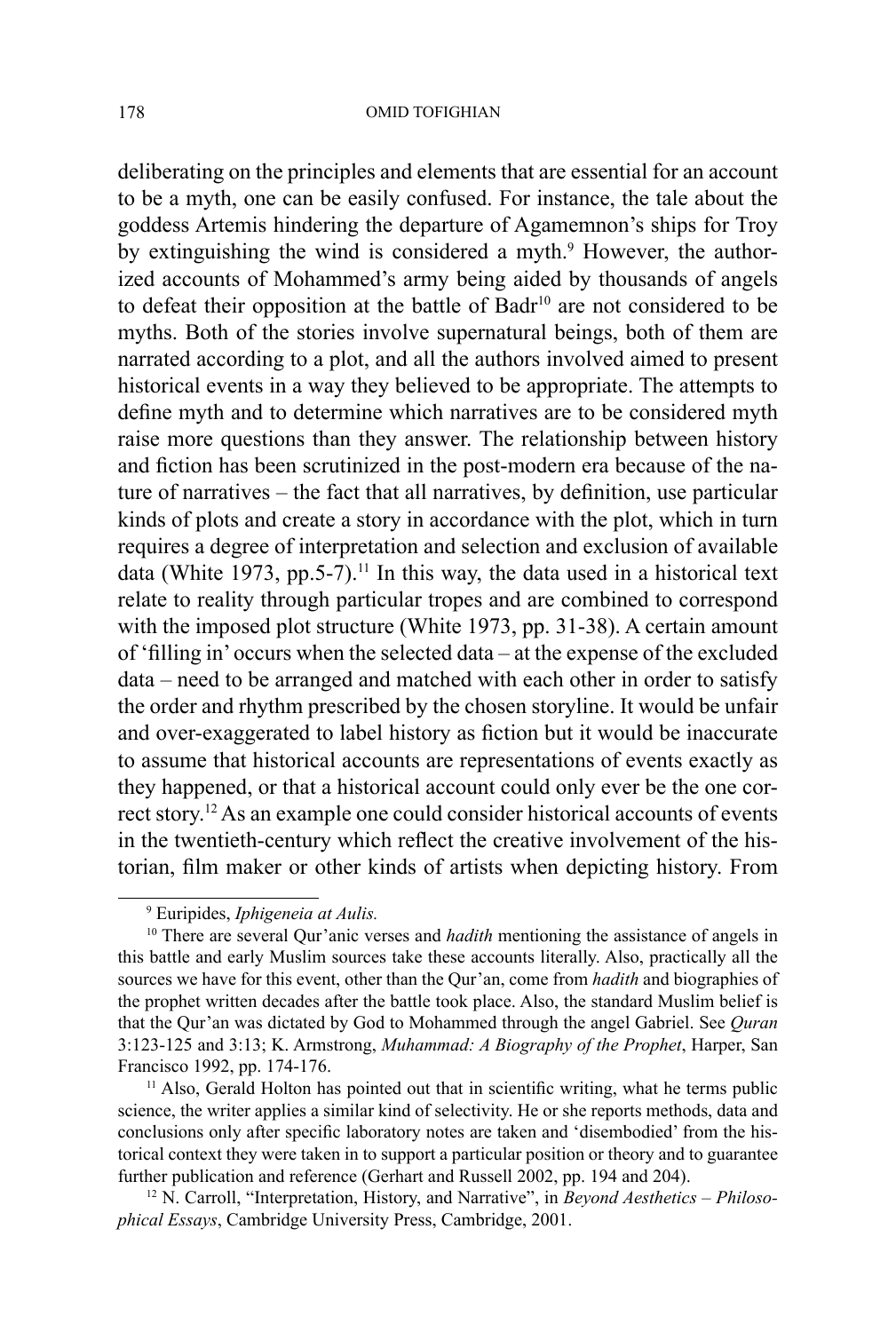deliberating on the principles and elements that are essential for an account to be a myth, one can be easily confused. For instance, the tale about the goddess Artemis hindering the departure of Agamemnon's ships for Troy by extinguishing the wind is considered a myth.[9] However, the authorized accounts of Mohammed's army being aided by thousands of angels to defeat their opposition at the battle of Badr[10] are not considered to be myths. Both of the stories involve supernatural beings, both of them are narrated according to a plot, and all the authors involved aimed to present historical events in a way they believed to be appropriate. The attempts to define myth and to determine which narratives are to be considered myth raise more questions than they answer. The relationship between history and fiction has been scrutinized in the post-modern era because of the nature of narratives – the fact that all narratives, by definition, use particular kinds of plots and create a story in accordance with the plot, which in turn requires a degree of interpretation and selection and exclusion of available data (White 1973, pp.5-7).[11] In this way, the data used in a historical text relate to reality through particular tropes and are combined to correspond with the imposed plot structure (White 1973, pp. 31-38). A certain amount of 'filling in' occurs when the selected data – at the expense of the excluded data – need to be arranged and matched with each other in order to satisfy the order and rhythm prescribed by the chosen storyline. It would be unfair and over-exaggerated to label history as fiction but it would be inaccurate to assume that historical accounts are representations of events exactly as they happened, or that a historical account could only ever be the one correct story.[12] As an example one could consider historical accounts of events in the twentieth-century which reflect the creative involvement of the historian, film maker or other kinds of artists when depicting history. From

---

[9] Euripides, *Iphigeneia at Aulis.*

[10] There are several Qur'anic verses and *hadith* mentioning the assistance of angels in this battle and early Muslim sources take these accounts literally. Also, practically all the sources we have for this event, other than the Qur'an, come from *hadith* and biographies of the prophet written decades after the battle took place. Also, the standard Muslim belief is that the Qur'an was dictated by God to Mohammed through the angel Gabriel. See *Quran* 3:123-125 and 3:13; K. Armstrong, *Muhammad: A Biography of the Prophet*, Harper, San Francisco 1992, pp. 174-176.

[11] Also, Gerald Holton has pointed out that in scientific writing, what he terms public science, the writer applies a similar kind of selectivity. He or she reports methods, data and conclusions only after specific laboratory notes are taken and 'disembodied' from the historical context they were taken in to support a particular position or theory and to guarantee further publication and reference (Gerhart and Russell 2002, pp. 194 and 204).

[12] N. Carroll, "Interpretation, History, and Narrative", in *Beyond Aesthetics – Philosophical Essays*, Cambridge University Press, Cambridge, 2001.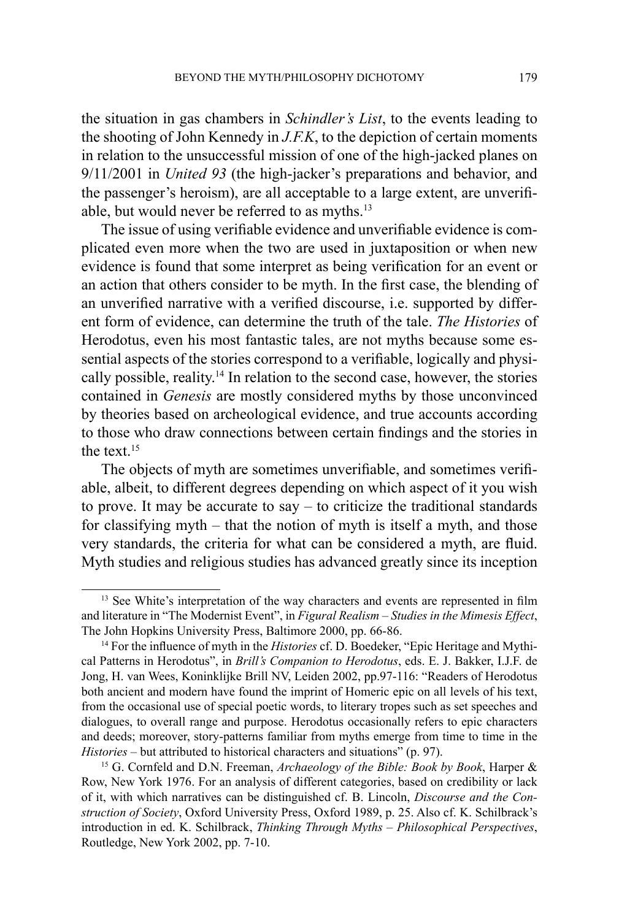the situation in gas chambers in *Schindler's List*, to the events leading to the shooting of John Kennedy in *J.F.K*, to the depiction of certain moments in relation to the unsuccessful mission of one of the high-jacked planes on 9/11/2001 in *United 93* (the high-jacker's preparations and behavior, and the passenger's heroism), are all acceptable to a large extent, are unverifiable, but would never be referred to as myths.[13]

The issue of using verifiable evidence and unverifiable evidence is complicated even more when the two are used in juxtaposition or when new evidence is found that some interpret as being verification for an event or an action that others consider to be myth. In the first case, the blending of an unverified narrative with a verified discourse, i.e. supported by different form of evidence, can determine the truth of the tale. *The Histories* of Herodotus, even his most fantastic tales, are not myths because some essential aspects of the stories correspond to a verifiable, logically and physically possible, reality.[14] In relation to the second case, however, the stories contained in *Genesis* are mostly considered myths by those unconvinced by theories based on archeological evidence, and true accounts according to those who draw connections between certain findings and the stories in the text.[15]

The objects of myth are sometimes unverifiable, and sometimes verifiable, albeit, to different degrees depending on which aspect of it you wish to prove. It may be accurate to say – to criticize the traditional standards for classifying myth – that the notion of myth is itself a myth, and those very standards, the criteria for what can be considered a myth, are fluid. Myth studies and religious studies has advanced greatly since its inception

---

[13] See White's interpretation of the way characters and events are represented in film and literature in "The Modernist Event", in *Figural Realism – Studies in the Mimesis Effect*, The John Hopkins University Press, Baltimore 2000, pp. 66-86.

[14] For the influence of myth in the *Histories* cf. D. Boedeker, "Epic Heritage and Mythical Patterns in Herodotus", in *Brill's Companion to Herodotus*, eds. E. J. Bakker, I.J.F. de Jong, H. van Wees, Koninklijke Brill NV, Leiden 2002, pp.97-116: "Readers of Herodotus both ancient and modern have found the imprint of Homeric epic on all levels of his text, from the occasional use of special poetic words, to literary tropes such as set speeches and dialogues, to overall range and purpose. Herodotus occasionally refers to epic characters and deeds; moreover, story-patterns familiar from myths emerge from time to time in the *Histories* – but attributed to historical characters and situations" (p. 97).

[15] G. Cornfeld and D.N. Freeman, *Archaeology of the Bible: Book by Book*, Harper & Row, New York 1976. For an analysis of different categories, based on credibility or lack of it, with which narratives can be distinguished cf. B. Lincoln, *Discourse and the Construction of Society*, Oxford University Press, Oxford 1989, p. 25. Also cf. K. Schilbrack's introduction in ed. K. Schilbrack, *Thinking Through Myths – Philosophical Perspectives*, Routledge, New York 2002, pp. 7-10.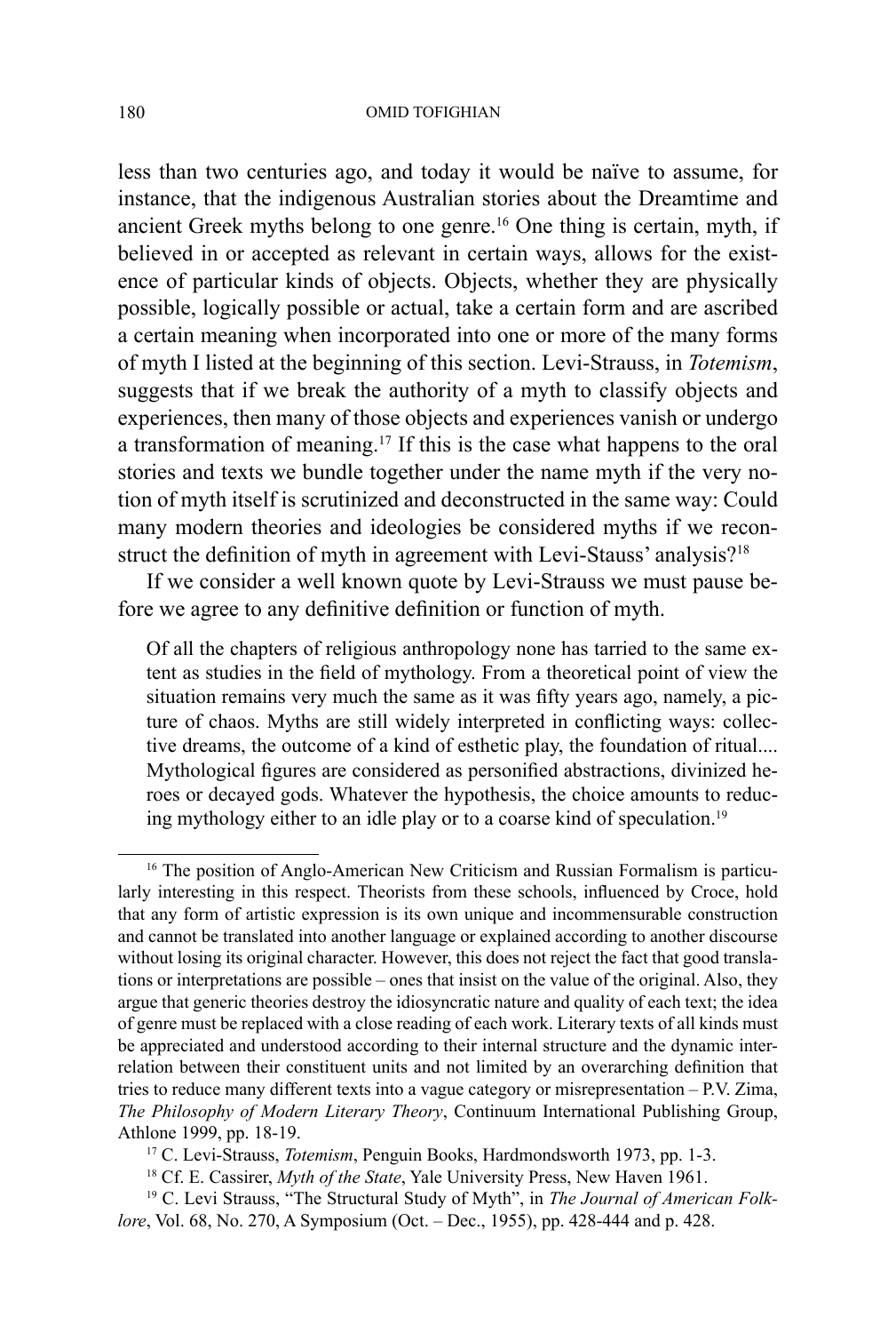less than two centuries ago, and today it would be naïve to assume, for instance, that the indigenous Australian stories about the Dreamtime and ancient Greek myths belong to one genre.[16] One thing is certain, myth, if believed in or accepted as relevant in certain ways, allows for the existence of particular kinds of objects. Objects, whether they are physically possible, logically possible or actual, take a certain form and are ascribed a certain meaning when incorporated into one or more of the many forms of myth I listed at the beginning of this section. Levi-Strauss, in *Totemism*, suggests that if we break the authority of a myth to classify objects and experiences, then many of those objects and experiences vanish or undergo a transformation of meaning.[17] If this is the case what happens to the oral stories and texts we bundle together under the name myth if the very notion of myth itself is scrutinized and deconstructed in the same way: Could many modern theories and ideologies be considered myths if we reconstruct the definition of myth in agreement with Levi-Stauss' analysis?[18]

If we consider a well known quote by Levi-Strauss we must pause before we agree to any definitive definition or function of myth.

> Of all the chapters of religious anthropology none has tarried to the same extent as studies in the field of mythology. From a theoretical point of view the situation remains very much the same as it was fifty years ago, namely, a picture of chaos. Myths are still widely interpreted in conflicting ways: collective dreams, the outcome of a kind of esthetic play, the foundation of ritual.... Mythological figures are considered as personified abstractions, divinized heroes or decayed gods. Whatever the hypothesis, the choice amounts to reducing mythology either to an idle play or to a coarse kind of speculation.[19]

---

[16] The position of Anglo-American New Criticism and Russian Formalism is particularly interesting in this respect. Theorists from these schools, influenced by Croce, hold that any form of artistic expression is its own unique and incommensurable construction and cannot be translated into another language or explained according to another discourse without losing its original character. However, this does not reject the fact that good translations or interpretations are possible – ones that insist on the value of the original. Also, they argue that generic theories destroy the idiosyncratic nature and quality of each text; the idea of genre must be replaced with a close reading of each work. Literary texts of all kinds must be appreciated and understood according to their internal structure and the dynamic interrelation between their constituent units and not limited by an overarching definition that tries to reduce many different texts into a vague category or misrepresentation – P.V. Zima, *The Philosophy of Modern Literary Theory*, Continuum International Publishing Group, Athlone 1999, pp. 18-19.

[17] C. Levi-Strauss, *Totemism*, Penguin Books, Hardmondsworth 1973, pp. 1-3.

[18] Cf. E. Cassirer, *Myth of the State*, Yale University Press, New Haven 1961.

[19] C. Levi Strauss, "The Structural Study of Myth", in *The Journal of American Folklore*, Vol. 68, No. 270, A Symposium (Oct. – Dec., 1955), pp. 428-444 and p. 428.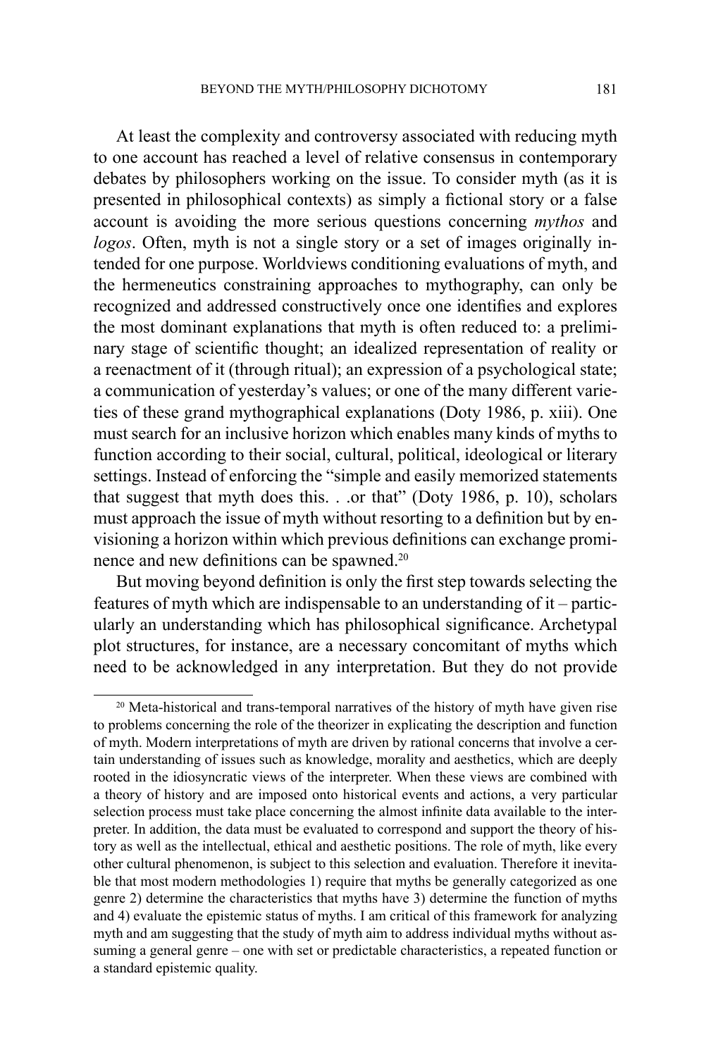At least the complexity and controversy associated with reducing myth to one account has reached a level of relative consensus in contemporary debates by philosophers working on the issue. To consider myth (as it is presented in philosophical contexts) as simply a fictional story or a false account is avoiding the more serious questions concerning *mythos* and *logos*. Often, myth is not a single story or a set of images originally intended for one purpose. Worldviews conditioning evaluations of myth, and the hermeneutics constraining approaches to mythography, can only be recognized and addressed constructively once one identifies and explores the most dominant explanations that myth is often reduced to: a preliminary stage of scientific thought; an idealized representation of reality or a reenactment of it (through ritual); an expression of a psychological state; a communication of yesterday's values; or one of the many different varieties of these grand mythographical explanations (Doty 1986, p. xiii). One must search for an inclusive horizon which enables many kinds of myths to function according to their social, cultural, political, ideological or literary settings. Instead of enforcing the "simple and easily memorized statements that suggest that myth does this. . .or that" (Doty 1986, p. 10), scholars must approach the issue of myth without resorting to a definition but by envisioning a horizon within which previous definitions can exchange prominence and new definitions can be spawned.[20]

But moving beyond definition is only the first step towards selecting the features of myth which are indispensable to an understanding of it – particularly an understanding which has philosophical significance. Archetypal plot structures, for instance, are a necessary concomitant of myths which need to be acknowledged in any interpretation. But they do not provide

[20] Meta-historical and trans-temporal narratives of the history of myth have given rise to problems concerning the role of the theorizer in explicating the description and function of myth. Modern interpretations of myth are driven by rational concerns that involve a certain understanding of issues such as knowledge, morality and aesthetics, which are deeply rooted in the idiosyncratic views of the interpreter. When these views are combined with a theory of history and are imposed onto historical events and actions, a very particular selection process must take place concerning the almost infinite data available to the interpreter. In addition, the data must be evaluated to correspond and support the theory of history as well as the intellectual, ethical and aesthetic positions. The role of myth, like every other cultural phenomenon, is subject to this selection and evaluation. Therefore it inevitable that most modern methodologies 1) require that myths be generally categorized as one genre 2) determine the characteristics that myths have 3) determine the function of myths and 4) evaluate the epistemic status of myths. I am critical of this framework for analyzing myth and am suggesting that the study of myth aim to address individual myths without assuming a general genre – one with set or predictable characteristics, a repeated function or a standard epistemic quality.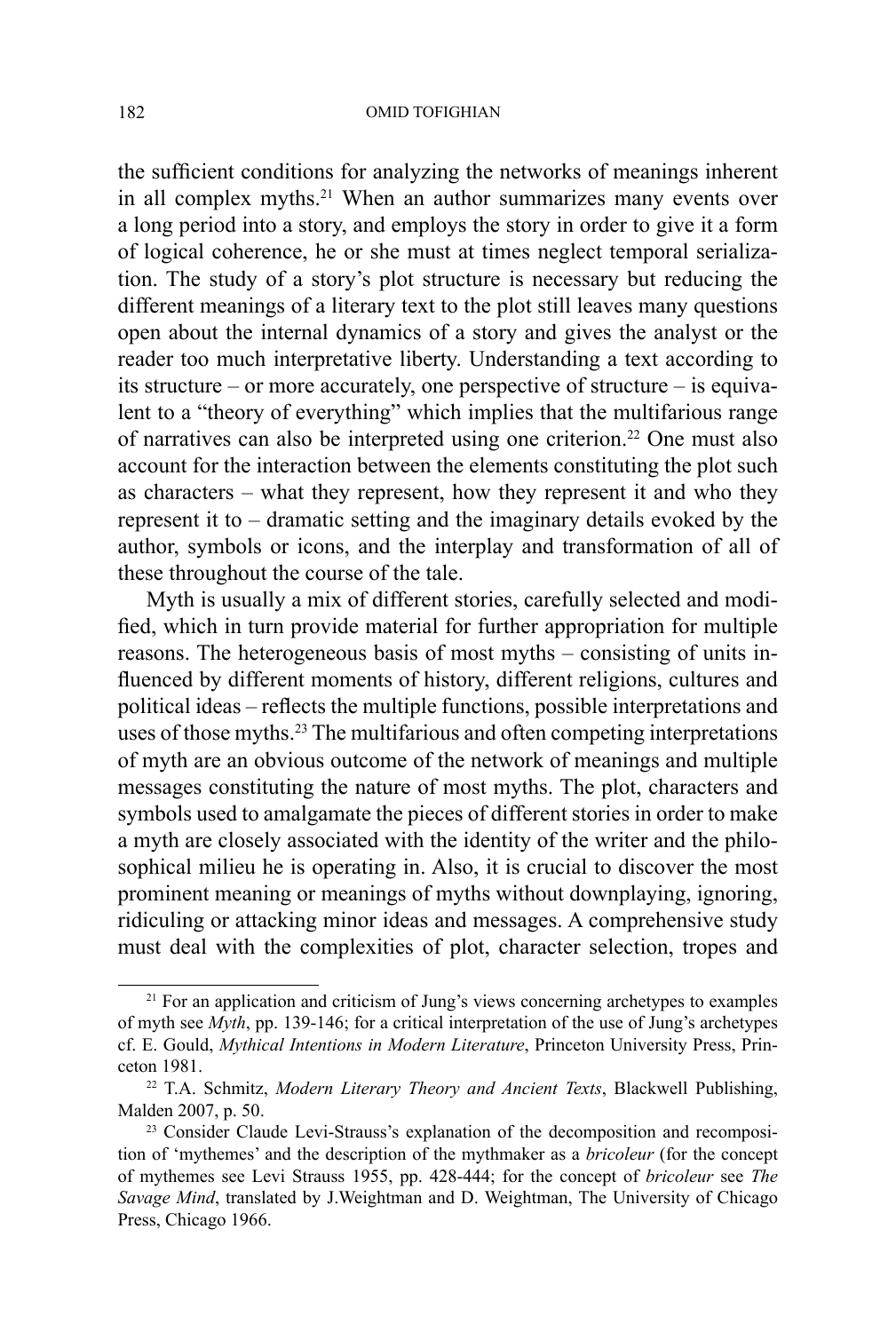the sufficient conditions for analyzing the networks of meanings inherent in all complex myths.[21] When an author summarizes many events over a long period into a story, and employs the story in order to give it a form of logical coherence, he or she must at times neglect temporal serialization. The study of a story's plot structure is necessary but reducing the different meanings of a literary text to the plot still leaves many questions open about the internal dynamics of a story and gives the analyst or the reader too much interpretative liberty. Understanding a text according to its structure – or more accurately, one perspective of structure – is equivalent to a "theory of everything" which implies that the multifarious range of narratives can also be interpreted using one criterion.[22] One must also account for the interaction between the elements constituting the plot such as characters – what they represent, how they represent it and who they represent it to – dramatic setting and the imaginary details evoked by the author, symbols or icons, and the interplay and transformation of all of these throughout the course of the tale.

Myth is usually a mix of different stories, carefully selected and modified, which in turn provide material for further appropriation for multiple reasons. The heterogeneous basis of most myths – consisting of units influenced by different moments of history, different religions, cultures and political ideas – reflects the multiple functions, possible interpretations and uses of those myths.[23] The multifarious and often competing interpretations of myth are an obvious outcome of the network of meanings and multiple messages constituting the nature of most myths. The plot, characters and symbols used to amalgamate the pieces of different stories in order to make a myth are closely associated with the identity of the writer and the philosophical milieu he is operating in. Also, it is crucial to discover the most prominent meaning or meanings of myths without downplaying, ignoring, ridiculing or attacking minor ideas and messages. A comprehensive study must deal with the complexities of plot, character selection, tropes and

---

[21] For an application and criticism of Jung's views concerning archetypes to examples of myth see *Myth*, pp. 139-146; for a critical interpretation of the use of Jung's archetypes cf. E. Gould, *Mythical Intentions in Modern Literature*, Princeton University Press, Princeton 1981.

[22] T.A. Schmitz, *Modern Literary Theory and Ancient Texts*, Blackwell Publishing, Malden 2007, p. 50.

[23] Consider Claude Levi-Strauss's explanation of the decomposition and recomposition of 'mythemes' and the description of the mythmaker as a *bricoleur* (for the concept of mythemes see Levi Strauss 1955, pp. 428-444; for the concept of *bricoleur* see *The Savage Mind*, translated by J.Weightman and D. Weightman, The University of Chicago Press, Chicago 1966.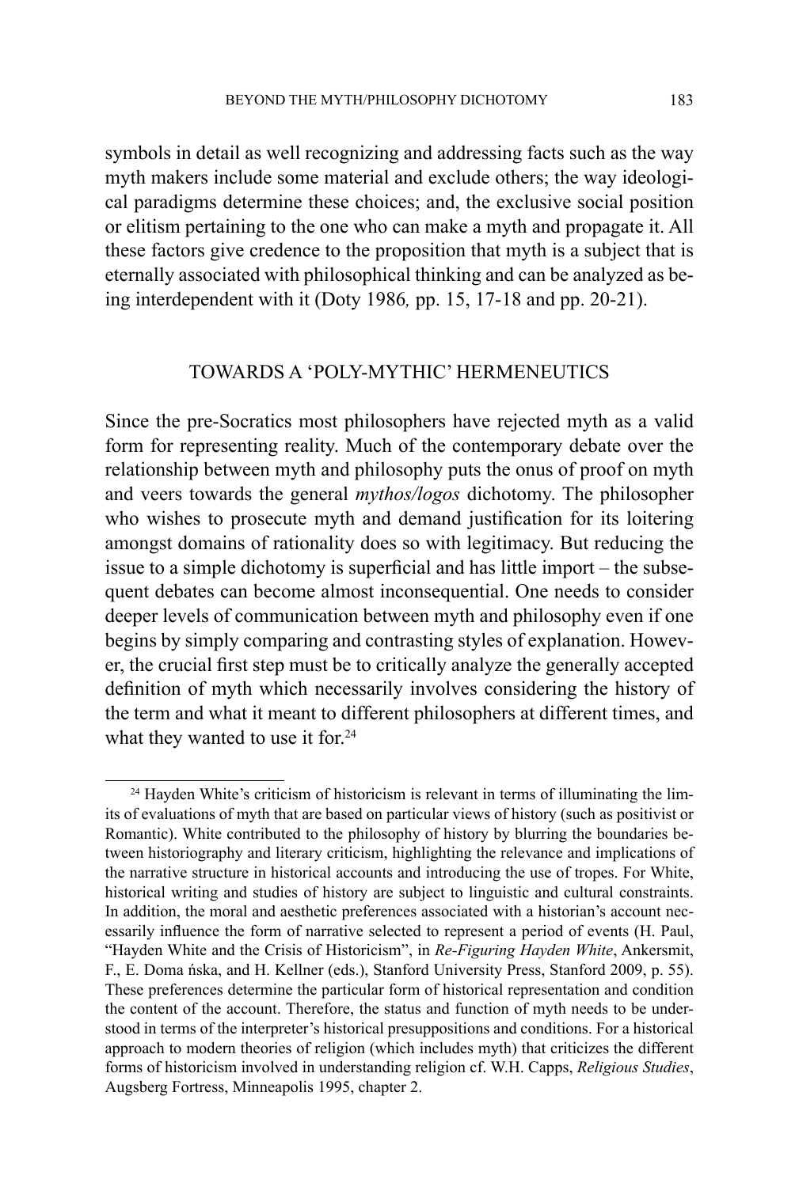symbols in detail as well recognizing and addressing facts such as the way myth makers include some material and exclude others; the way ideological paradigms determine these choices; and, the exclusive social position or elitism pertaining to the one who can make a myth and propagate it. All these factors give credence to the proposition that myth is a subject that is eternally associated with philosophical thinking and can be analyzed as being interdependent with it (Doty 1986*,* pp. 15, 17-18 and pp. 20-21).

## TOWARDS A 'POLY-MYTHIC' HERMENEUTICS

Since the pre-Socratics most philosophers have rejected myth as a valid form for representing reality. Much of the contemporary debate over the relationship between myth and philosophy puts the onus of proof on myth and veers towards the general *mythos/logos* dichotomy. The philosopher who wishes to prosecute myth and demand justification for its loitering amongst domains of rationality does so with legitimacy. But reducing the issue to a simple dichotomy is superficial and has little import – the subsequent debates can become almost inconsequential. One needs to consider deeper levels of communication between myth and philosophy even if one begins by simply comparing and contrasting styles of explanation. However, the crucial first step must be to critically analyze the generally accepted definition of myth which necessarily involves considering the history of the term and what it meant to different philosophers at different times, and what they wanted to use it for.[24]

---

[24] Hayden White's criticism of historicism is relevant in terms of illuminating the limits of evaluations of myth that are based on particular views of history (such as positivist or Romantic). White contributed to the philosophy of history by blurring the boundaries between historiography and literary criticism, highlighting the relevance and implications of the narrative structure in historical accounts and introducing the use of tropes. For White, historical writing and studies of history are subject to linguistic and cultural constraints. In addition, the moral and aesthetic preferences associated with a historian's account necessarily influence the form of narrative selected to represent a period of events (H. Paul, "Hayden White and the Crisis of Historicism", in *Re-Figuring Hayden White*, Ankersmit, F., E. Doma ńska, and H. Kellner (eds.), Stanford University Press, Stanford 2009, p. 55). These preferences determine the particular form of historical representation and condition the content of the account. Therefore, the status and function of myth needs to be understood in terms of the interpreter's historical presuppositions and conditions. For a historical approach to modern theories of religion (which includes myth) that criticizes the different forms of historicism involved in understanding religion cf. W.H. Capps, *Religious Studies*, Augsberg Fortress, Minneapolis 1995, chapter 2.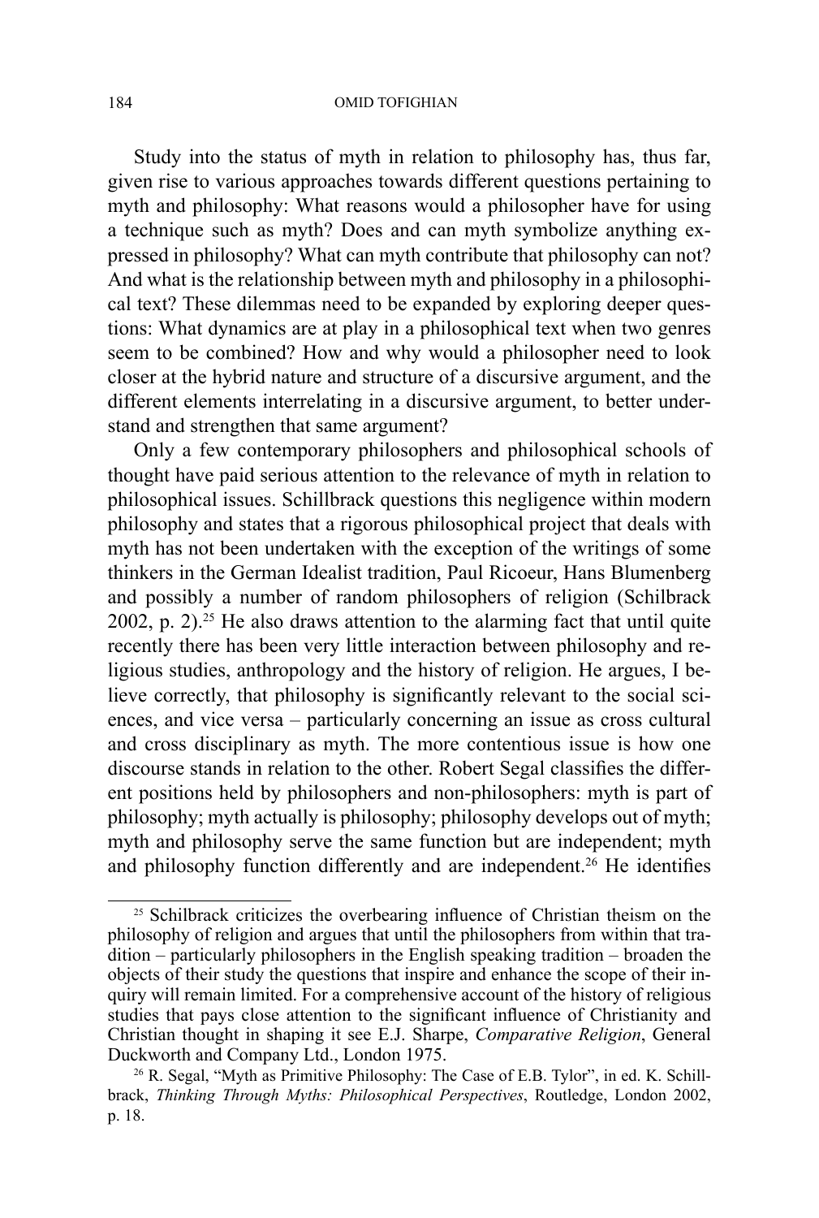Study into the status of myth in relation to philosophy has, thus far, given rise to various approaches towards different questions pertaining to myth and philosophy: What reasons would a philosopher have for using a technique such as myth? Does and can myth symbolize anything expressed in philosophy? What can myth contribute that philosophy can not? And what is the relationship between myth and philosophy in a philosophical text? These dilemmas need to be expanded by exploring deeper questions: What dynamics are at play in a philosophical text when two genres seem to be combined? How and why would a philosopher need to look closer at the hybrid nature and structure of a discursive argument, and the different elements interrelating in a discursive argument, to better understand and strengthen that same argument?

Only a few contemporary philosophers and philosophical schools of thought have paid serious attention to the relevance of myth in relation to philosophical issues. Schillbrack questions this negligence within modern philosophy and states that a rigorous philosophical project that deals with myth has not been undertaken with the exception of the writings of some thinkers in the German Idealist tradition, Paul Ricoeur, Hans Blumenberg and possibly a number of random philosophers of religion (Schilbrack 2002, p. 2).[25] He also draws attention to the alarming fact that until quite recently there has been very little interaction between philosophy and religious studies, anthropology and the history of religion. He argues, I believe correctly, that philosophy is significantly relevant to the social sciences, and vice versa – particularly concerning an issue as cross cultural and cross disciplinary as myth. The more contentious issue is how one discourse stands in relation to the other. Robert Segal classifies the different positions held by philosophers and non-philosophers: myth is part of philosophy; myth actually is philosophy; philosophy develops out of myth; myth and philosophy serve the same function but are independent; myth and philosophy function differently and are independent.[26] He identifies

[25] Schilbrack criticizes the overbearing influence of Christian theism on the philosophy of religion and argues that until the philosophers from within that tradition – particularly philosophers in the English speaking tradition – broaden the objects of their study the questions that inspire and enhance the scope of their inquiry will remain limited. For a comprehensive account of the history of religious studies that pays close attention to the significant influence of Christianity and Christian thought in shaping it see E.J. Sharpe, *Comparative Religion*, General Duckworth and Company Ltd., London 1975.

[26] R. Segal, "Myth as Primitive Philosophy: The Case of E.B. Tylor", in ed. K. Schillbrack, *Thinking Through Myths: Philosophical Perspectives*, Routledge, London 2002, p. 18.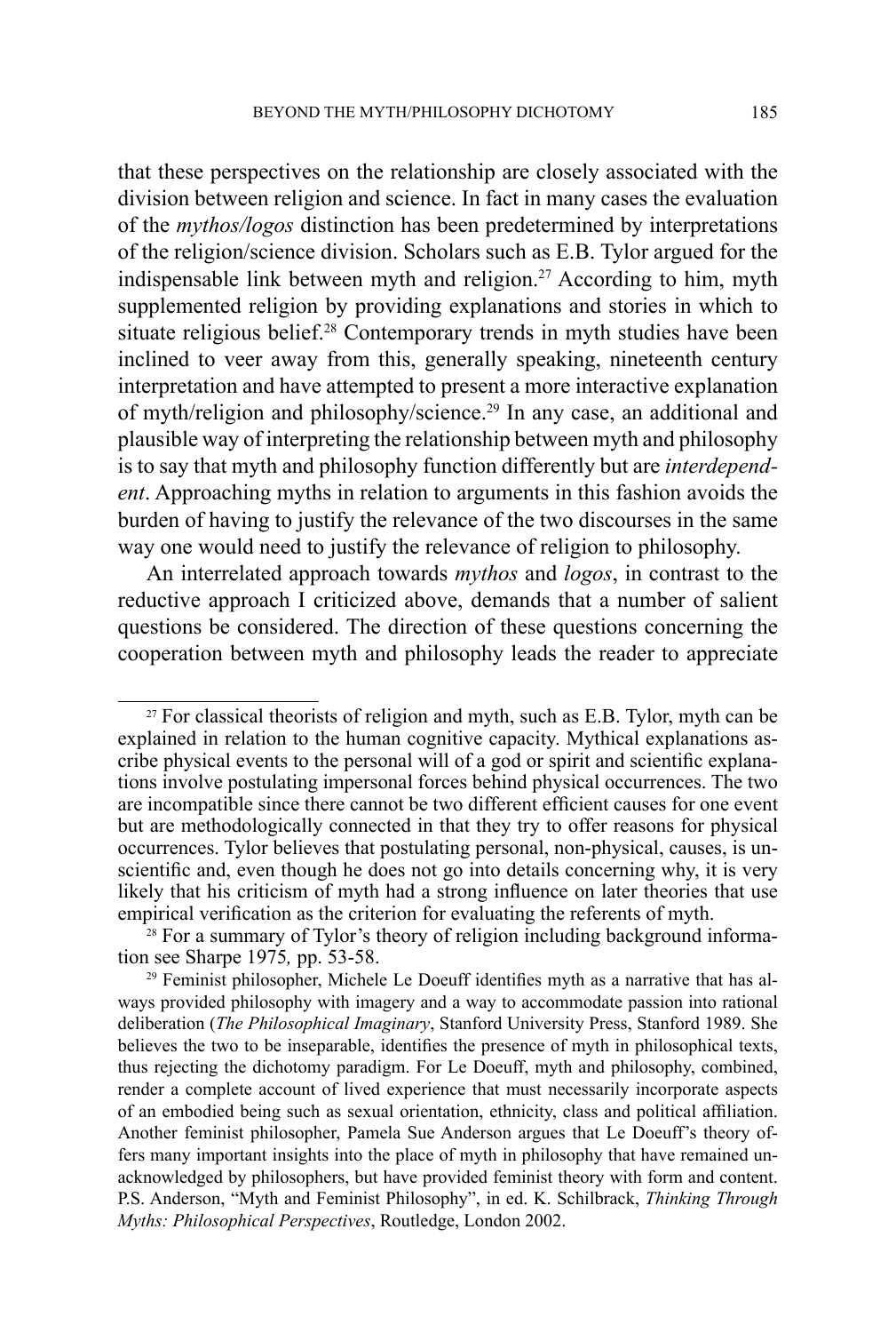that these perspectives on the relationship are closely associated with the division between religion and science. In fact in many cases the evaluation of the *mythos/logos* distinction has been predetermined by interpretations of the religion/science division. Scholars such as E.B. Tylor argued for the indispensable link between myth and religion.[27] According to him, myth supplemented religion by providing explanations and stories in which to situate religious belief.[28] Contemporary trends in myth studies have been inclined to veer away from this, generally speaking, nineteenth century interpretation and have attempted to present a more interactive explanation of myth/religion and philosophy/science.[29] In any case, an additional and plausible way of interpreting the relationship between myth and philosophy is to say that myth and philosophy function differently but are *interdependent*. Approaching myths in relation to arguments in this fashion avoids the burden of having to justify the relevance of the two discourses in the same way one would need to justify the relevance of religion to philosophy.

An interrelated approach towards *mythos* and *logos*, in contrast to the reductive approach I criticized above, demands that a number of salient questions be considered. The direction of these questions concerning the cooperation between myth and philosophy leads the reader to appreciate

---

[27] For classical theorists of religion and myth, such as E.B. Tylor, myth can be explained in relation to the human cognitive capacity. Mythical explanations ascribe physical events to the personal will of a god or spirit and scientific explanations involve postulating impersonal forces behind physical occurrences. The two are incompatible since there cannot be two different efficient causes for one event but are methodologically connected in that they try to offer reasons for physical occurrences. Tylor believes that postulating personal, non-physical, causes, is unscientific and, even though he does not go into details concerning why, it is very likely that his criticism of myth had a strong influence on later theories that use empirical verification as the criterion for evaluating the referents of myth.

[28] For a summary of Tylor's theory of religion including background information see Sharpe 1975*,* pp. 53-58.

[29] Feminist philosopher, Michele Le Doeuff identifies myth as a narrative that has always provided philosophy with imagery and a way to accommodate passion into rational deliberation (*The Philosophical Imaginary*, Stanford University Press, Stanford 1989. She believes the two to be inseparable, identifies the presence of myth in philosophical texts, thus rejecting the dichotomy paradigm. For Le Doeuff, myth and philosophy, combined, render a complete account of lived experience that must necessarily incorporate aspects of an embodied being such as sexual orientation, ethnicity, class and political affiliation. Another feminist philosopher, Pamela Sue Anderson argues that Le Doeuff's theory offers many important insights into the place of myth in philosophy that have remained unacknowledged by philosophers, but have provided feminist theory with form and content. P.S. Anderson, "Myth and Feminist Philosophy", in ed. K. Schilbrack, *Thinking Through Myths: Philosophical Perspectives*, Routledge, London 2002.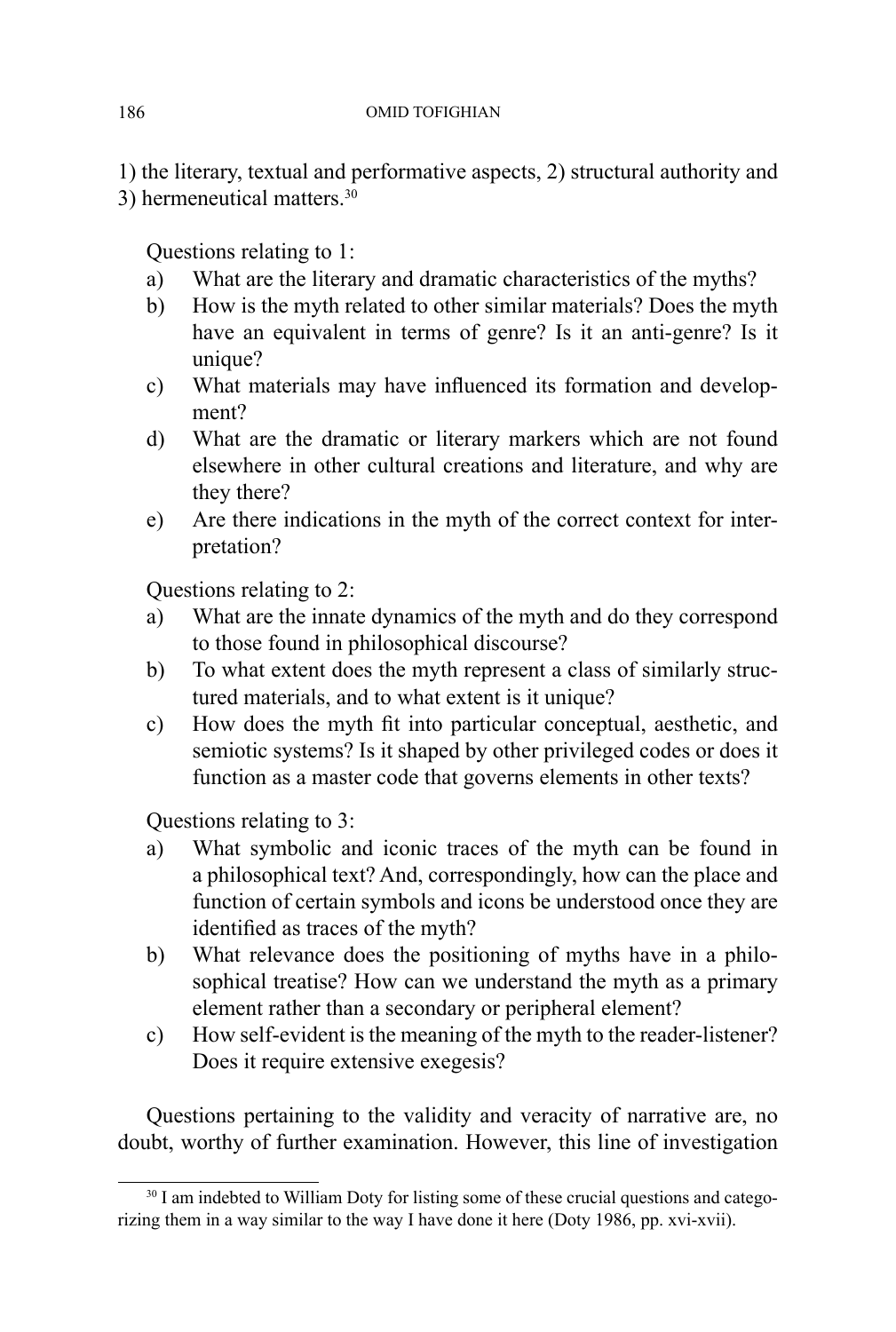1) the literary, textual and performative aspects, 2) structural authority and 3) hermeneutical matters.[30]

Questions relating to 1:

a) What are the literary and dramatic characteristics of the myths?
b) How is the myth related to other similar materials? Does the myth have an equivalent in terms of genre? Is it an anti-genre? Is it unique?
c) What materials may have influenced its formation and development?
d) What are the dramatic or literary markers which are not found elsewhere in other cultural creations and literature, and why are they there?
e) Are there indications in the myth of the correct context for interpretation?

Questions relating to 2:

a) What are the innate dynamics of the myth and do they correspond to those found in philosophical discourse?
b) To what extent does the myth represent a class of similarly structured materials, and to what extent is it unique?
c) How does the myth fit into particular conceptual, aesthetic, and semiotic systems? Is it shaped by other privileged codes or does it function as a master code that governs elements in other texts?

Questions relating to 3:

a) What symbolic and iconic traces of the myth can be found in a philosophical text? And, correspondingly, how can the place and function of certain symbols and icons be understood once they are identified as traces of the myth?
b) What relevance does the positioning of myths have in a philosophical treatise? How can we understand the myth as a primary element rather than a secondary or peripheral element?
c) How self-evident is the meaning of the myth to the reader-listener? Does it require extensive exegesis?

Questions pertaining to the validity and veracity of narrative are, no doubt, worthy of further examination. However, this line of investigation

[30] I am indebted to William Doty for listing some of these crucial questions and categorizing them in a way similar to the way I have done it here (Doty 1986, pp. xvi-xvii).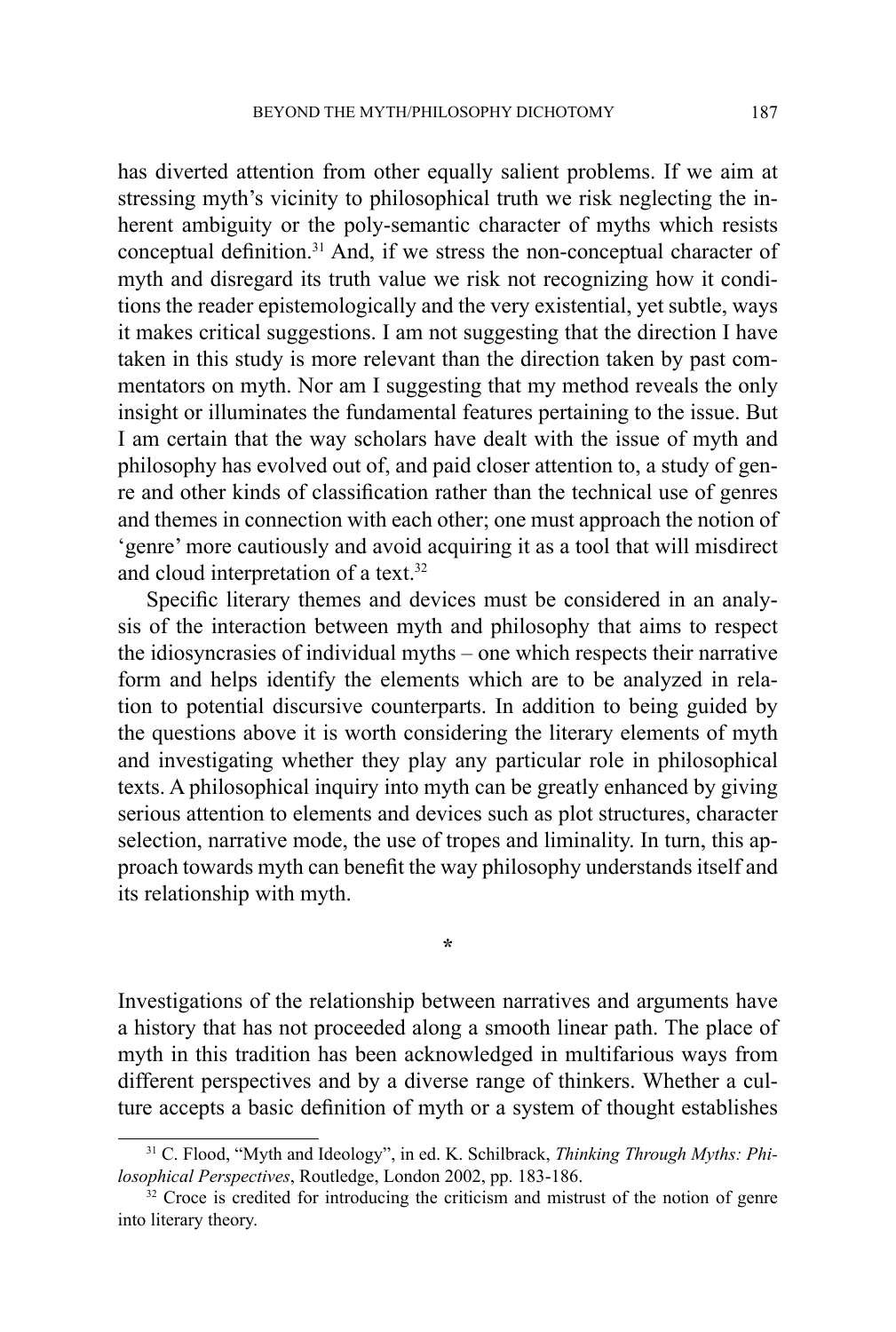has diverted attention from other equally salient problems. If we aim at stressing myth's vicinity to philosophical truth we risk neglecting the inherent ambiguity or the poly-semantic character of myths which resists conceptual definition.[31] And, if we stress the non-conceptual character of myth and disregard its truth value we risk not recognizing how it conditions the reader epistemologically and the very existential, yet subtle, ways it makes critical suggestions. I am not suggesting that the direction I have taken in this study is more relevant than the direction taken by past commentators on myth. Nor am I suggesting that my method reveals the only insight or illuminates the fundamental features pertaining to the issue. But I am certain that the way scholars have dealt with the issue of myth and philosophy has evolved out of, and paid closer attention to, a study of genre and other kinds of classification rather than the technical use of genres and themes in connection with each other; one must approach the notion of 'genre' more cautiously and avoid acquiring it as a tool that will misdirect and cloud interpretation of a text.[32]

Specific literary themes and devices must be considered in an analysis of the interaction between myth and philosophy that aims to respect the idiosyncrasies of individual myths – one which respects their narrative form and helps identify the elements which are to be analyzed in relation to potential discursive counterparts. In addition to being guided by the questions above it is worth considering the literary elements of myth and investigating whether they play any particular role in philosophical texts. A philosophical inquiry into myth can be greatly enhanced by giving serious attention to elements and devices such as plot structures, character selection, narrative mode, the use of tropes and liminality. In turn, this approach towards myth can benefit the way philosophy understands itself and its relationship with myth.

*

Investigations of the relationship between narratives and arguments have a history that has not proceeded along a smooth linear path. The place of myth in this tradition has been acknowledged in multifarious ways from different perspectives and by a diverse range of thinkers. Whether a culture accepts a basic definition of myth or a system of thought establishes

---

[31] C. Flood, "Myth and Ideology", in ed. K. Schilbrack, *Thinking Through Myths: Philosophical Perspectives*, Routledge, London 2002, pp. 183-186.

[32] Croce is credited for introducing the criticism and mistrust of the notion of genre into literary theory.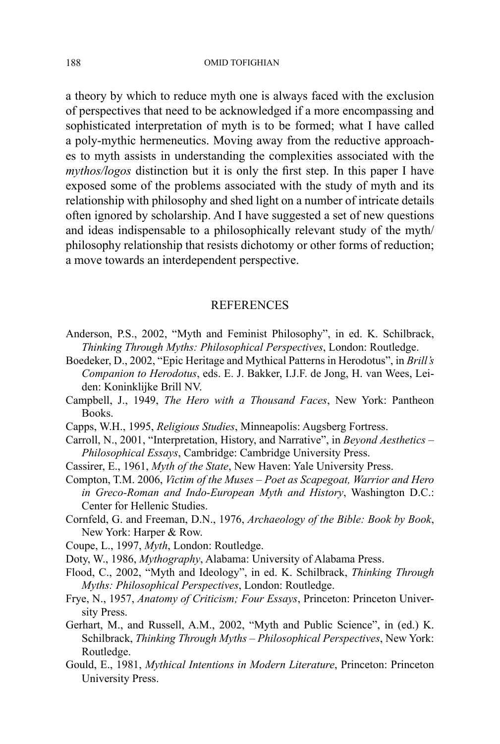a theory by which to reduce myth one is always faced with the exclusion of perspectives that need to be acknowledged if a more encompassing and sophisticated interpretation of myth is to be formed; what I have called a poly-mythic hermeneutics. Moving away from the reductive approaches to myth assists in understanding the complexities associated with the *mythos/logos* distinction but it is only the first step. In this paper I have exposed some of the problems associated with the study of myth and its relationship with philosophy and shed light on a number of intricate details often ignored by scholarship. And I have suggested a set of new questions and ideas indispensable to a philosophically relevant study of the myth/ philosophy relationship that resists dichotomy or other forms of reduction; a move towards an interdependent perspective.

## REFERENCES

Anderson, P.S., 2002, "Myth and Feminist Philosophy", in ed. K. Schilbrack, *Thinking Through Myths: Philosophical Perspectives*, London: Routledge.

Boedeker, D., 2002, "Epic Heritage and Mythical Patterns in Herodotus", in *Brill's Companion to Herodotus*, eds. E. J. Bakker, I.J.F. de Jong, H. van Wees, Leiden: Koninklijke Brill NV.

Campbell, J., 1949, *The Hero with a Thousand Faces*, New York: Pantheon Books.

Capps, W.H., 1995, *Religious Studies*, Minneapolis: Augsberg Fortress.

Carroll, N., 2001, "Interpretation, History, and Narrative", in *Beyond Aesthetics – Philosophical Essays*, Cambridge: Cambridge University Press.

Cassirer, E., 1961, *Myth of the State*, New Haven: Yale University Press.

Compton, T.M. 2006, *Victim of the Muses – Poet as Scapegoat, Warrior and Hero in Greco-Roman and Indo-European Myth and History*, Washington D.C.: Center for Hellenic Studies.

Cornfeld, G. and Freeman, D.N., 1976, *Archaeology of the Bible: Book by Book*, New York: Harper & Row.

Coupe, L., 1997, *Myth*, London: Routledge.

Doty, W., 1986, *Mythography*, Alabama: University of Alabama Press.

Flood, C., 2002, "Myth and Ideology", in ed. K. Schilbrack, *Thinking Through Myths: Philosophical Perspectives*, London: Routledge.

Frye, N., 1957, *Anatomy of Criticism; Four Essays*, Princeton: Princeton University Press.

Gerhart, M., and Russell, A.M., 2002, "Myth and Public Science", in (ed.) K. Schilbrack, *Thinking Through Myths – Philosophical Perspectives*, New York: Routledge.

Gould, E., 1981, *Mythical Intentions in Modern Literature*, Princeton: Princeton University Press.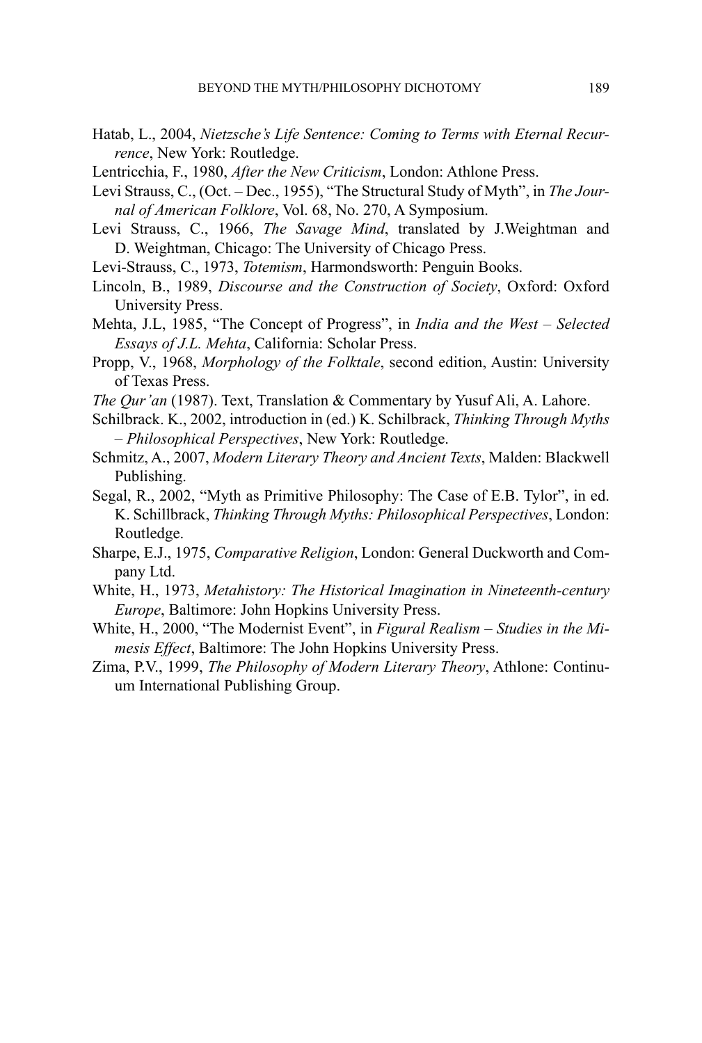Hatab, L., 2004, *Nietzsche's Life Sentence: Coming to Terms with Eternal Recurrence*, New York: Routledge.

Lentricchia, F., 1980, *After the New Criticism*, London: Athlone Press.

Levi Strauss, C., (Oct. – Dec., 1955), "The Structural Study of Myth", in *The Journal of American Folklore*, Vol. 68, No. 270, A Symposium.

Levi Strauss, C., 1966, *The Savage Mind*, translated by J.Weightman and D. Weightman, Chicago: The University of Chicago Press.

Levi-Strauss, C., 1973, *Totemism*, Harmondsworth: Penguin Books.

Lincoln, B., 1989, *Discourse and the Construction of Society*, Oxford: Oxford University Press.

Mehta, J.L, 1985, "The Concept of Progress", in *India and the West – Selected Essays of J.L. Mehta*, California: Scholar Press.

Propp, V., 1968, *Morphology of the Folktale*, second edition, Austin: University of Texas Press.

*The Qur'an* (1987). Text, Translation & Commentary by Yusuf Ali, A. Lahore.

Schilbrack. K., 2002, introduction in (ed.) K. Schilbrack, *Thinking Through Myths – Philosophical Perspectives*, New York: Routledge.

Schmitz, A., 2007, *Modern Literary Theory and Ancient Texts*, Malden: Blackwell Publishing.

Segal, R., 2002, "Myth as Primitive Philosophy: The Case of E.B. Tylor", in ed. K. Schillbrack, *Thinking Through Myths: Philosophical Perspectives*, London: Routledge.

Sharpe, E.J., 1975, *Comparative Religion*, London: General Duckworth and Company Ltd.

White, H., 1973, *Metahistory: The Historical Imagination in Nineteenth-century Europe*, Baltimore: John Hopkins University Press.

White, H., 2000, "The Modernist Event", in *Figural Realism – Studies in the Mimesis Effect*, Baltimore: The John Hopkins University Press.

Zima, P.V., 1999, *The Philosophy of Modern Literary Theory*, Athlone: Continuum International Publishing Group.